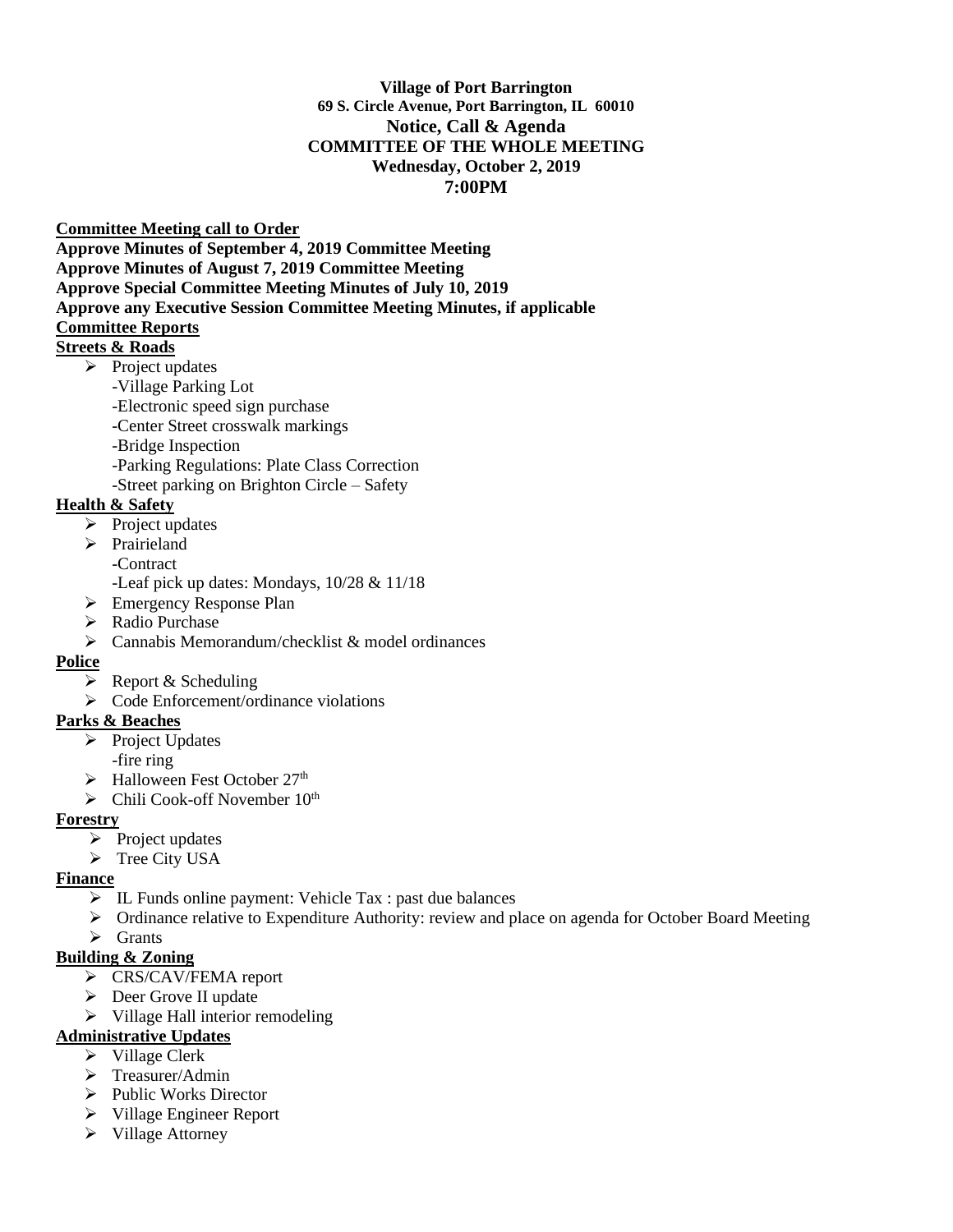**Village of Port Barrington**
**69 S. Circle Avenue, Port Barrington, IL 60010**
**Notice, Call & Agenda**
**COMMITTEE OF THE WHOLE MEETING**
**Wednesday, October 2, 2019**
**7:00PM**

**Committee Meeting call to Order**

**Approve Minutes of September 4, 2019 Committee Meeting**

**Approve Minutes of August 7, 2019 Committee Meeting**

**Approve Special Committee Meeting Minutes of July 10, 2019**

**Approve any Executive Session Committee Meeting Minutes, if applicable**

**Committee Reports**

**Streets & Roads**

- Project updates
  - -Village Parking Lot
  - -Electronic speed sign purchase
  - -Center Street crosswalk markings
  - -Bridge Inspection
  - -Parking Regulations: Plate Class Correction
  - -Street parking on Brighton Circle – Safety

**Health & Safety**

- Project updates
- Prairieland
  - -Contract
  - -Leaf pick up dates: Mondays, 10/28 & 11/18
- Emergency Response Plan
- Radio Purchase
- Cannabis Memorandum/checklist & model ordinances

**Police**

- Report & Scheduling
- Code Enforcement/ordinance violations

**Parks & Beaches**

- Project Updates
  - -fire ring
- Halloween Fest October 27th
- Chili Cook-off November 10th

**Forestry**

- Project updates
- Tree City USA

**Finance**

- IL Funds online payment: Vehicle Tax : past due balances
- Ordinance relative to Expenditure Authority: review and place on agenda for October Board Meeting
- Grants

**Building & Zoning**

- CRS/CAV/FEMA report
- Deer Grove II update
- Village Hall interior remodeling

**Administrative Updates**

- Village Clerk
- Treasurer/Admin
- Public Works Director
- Village Engineer Report
- Village Attorney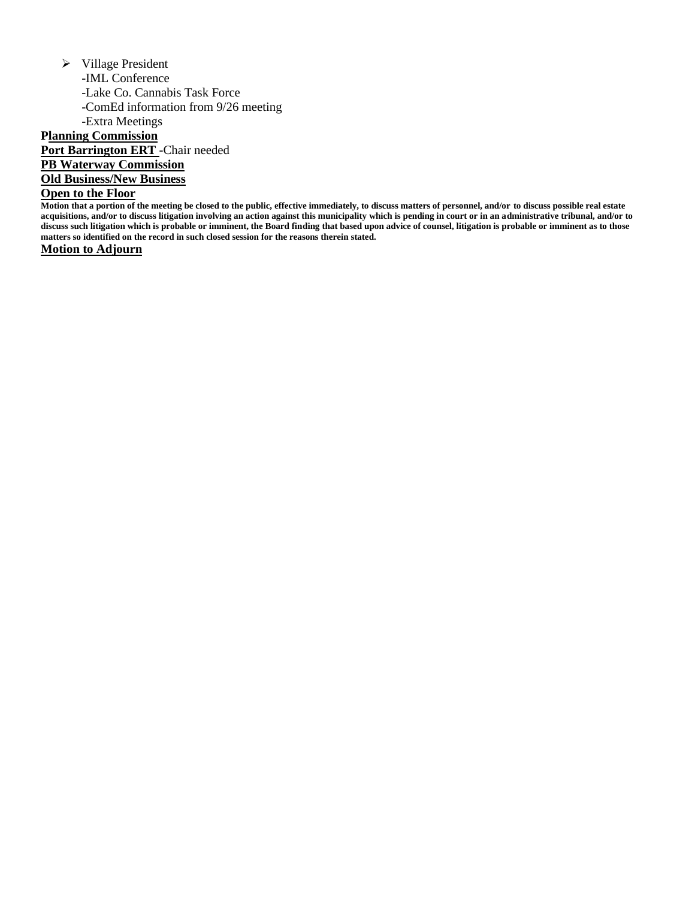- Village President
  - -IML Conference
  - -Lake Co. Cannabis Task Force
  - -ComEd information from 9/26 meeting
  - -Extra Meetings

**Planning Commission**

**Port Barrington ERT** -Chair needed

**PB Waterway Commission**

**Old Business/New Business**

**Open to the Floor**

**Motion that a portion of the meeting be closed to the public, effective immediately, to discuss matters of personnel, and/or to discuss possible real estate acquisitions, and/or to discuss litigation involving an action against this municipality which is pending in court or in an administrative tribunal, and/or to discuss such litigation which is probable or imminent, the Board finding that based upon advice of counsel, litigation is probable or imminent as to those matters so identified on the record in such closed session for the reasons therein stated.**

**Motion to Adjourn**